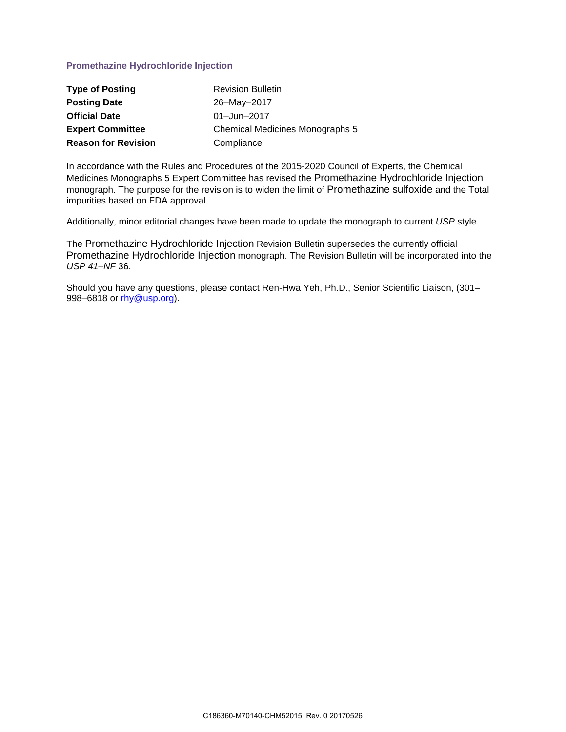## Promethazine Hydrochloride Injection

| | |
|---|---|
| **Type of Posting** | Revision Bulletin |
| **Posting Date** | 26–May–2017 |
| **Official Date** | 01–Jun–2017 |
| **Expert Committee** | Chemical Medicines Monographs 5 |
| **Reason for Revision** | Compliance |

In accordance with the Rules and Procedures of the 2015-2020 Council of Experts, the Chemical Medicines Monographs 5 Expert Committee has revised the Promethazine Hydrochloride Injection monograph. The purpose for the revision is to widen the limit of Promethazine sulfoxide and the Total impurities based on FDA approval.

Additionally, minor editorial changes have been made to update the monograph to current *USP* style.

The Promethazine Hydrochloride Injection Revision Bulletin supersedes the currently official Promethazine Hydrochloride Injection monograph. The Revision Bulletin will be incorporated into the *USP 41–NF* 36.

Should you have any questions, please contact Ren-Hwa Yeh, Ph.D., Senior Scientific Liaison, (301–998–6818 or rhy@usp.org).

C186360-M70140-CHM52015, Rev. 0 20170526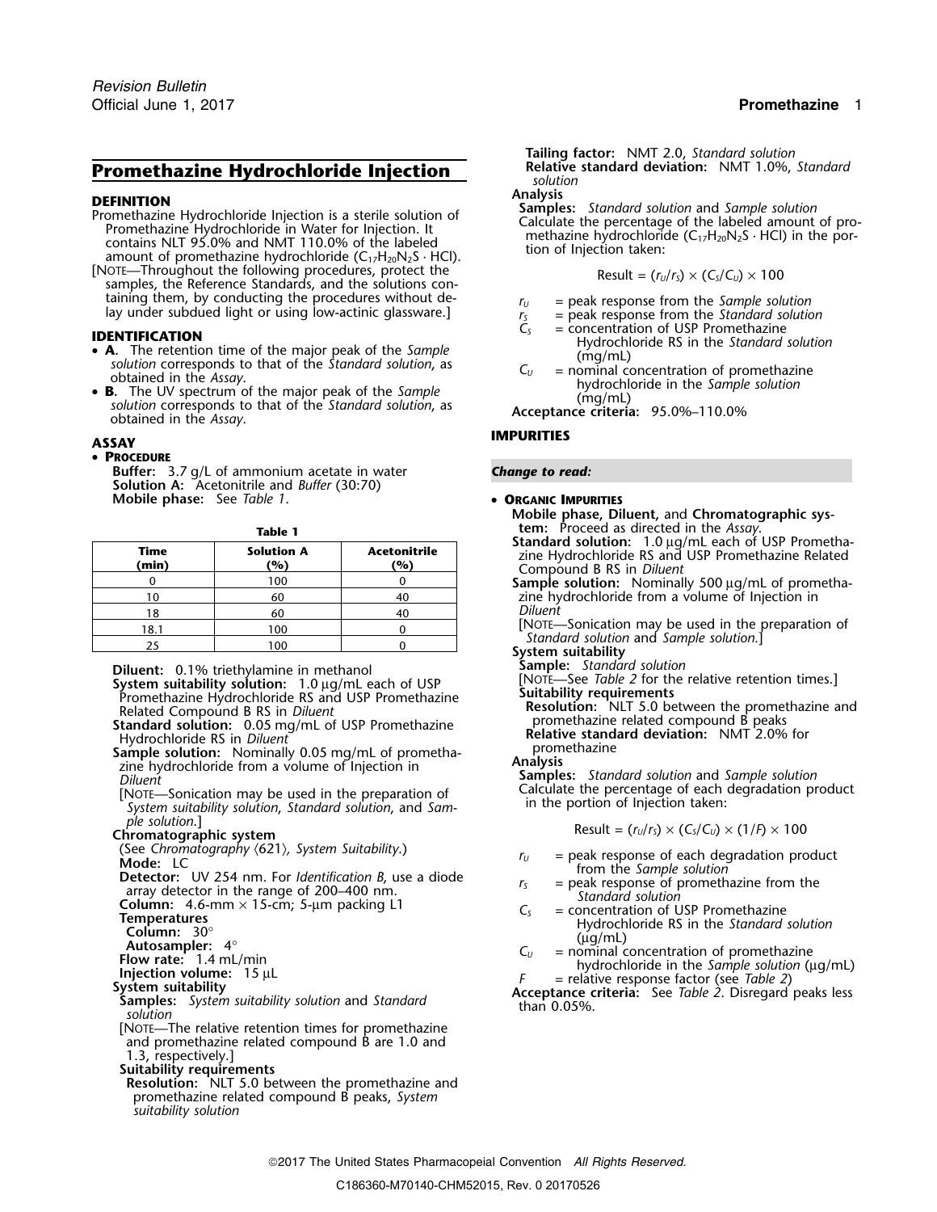# Promethazine Hydrochloride Injection

## DEFINITION

Promethazine Hydrochloride Injection is a sterile solution of Promethazine Hydrochloride in Water for Injection. It contains NLT 95.0% and NMT 110.0% of the labeled amount of promethazine hydrochloride ($C_{17}H_{20}N_2S \cdot HCl$).

[NOTE—Throughout the following procedures, protect the samples, the Reference Standards, and the solutions containing them, by conducting the procedures without delay under subdued light or using low-actinic glassware.]

## IDENTIFICATION

- **A.** The retention time of the major peak of the *Sample solution* corresponds to that of the *Standard solution*, as obtained in the *Assay*.
- **B.** The UV spectrum of the major peak of the *Sample solution* corresponds to that of the *Standard solution*, as obtained in the *Assay*.

## ASSAY

- **PROCEDURE**

**Buffer:** 3.7 g/L of ammonium acetate in water

**Solution A:** Acetonitrile and *Buffer* (30:70)

**Mobile phase:** See *Table 1*.

**Table 1**

| Time (min) | Solution A (%) | Acetonitrile (%) |
|---|---|---|
| 0 | 100 | 0 |
| 10 | 60 | 40 |
| 18 | 60 | 40 |
| 18.1 | 100 | 0 |
| 25 | 100 | 0 |

**Diluent:** 0.1% triethylamine in methanol

**System suitability solution:** 1.0 µg/mL each of USP Promethazine Hydrochloride RS and USP Promethazine Related Compound B RS in *Diluent*

**Standard solution:** 0.05 mg/mL of USP Promethazine Hydrochloride RS in *Diluent*

**Sample solution:** Nominally 0.05 mg/mL of promethazine hydrochloride from a volume of Injection in *Diluent*

[NOTE—Sonication may be used in the preparation of *System suitability solution*, *Standard solution*, and *Sample solution*.]

**Chromatographic system**

(See *Chromatography* ⟨621⟩, *System Suitability*.)

**Mode:** LC

**Detector:** UV 254 nm. For *Identification B*, use a diode array detector in the range of 200–400 nm.

**Column:** 4.6-mm × 15-cm; 5-µm packing L1

**Temperatures**

**Column:** 30°

**Autosampler:** 4°

**Flow rate:** 1.4 mL/min

**Injection volume:** 15 µL

**System suitability**

**Samples:** *System suitability solution* and *Standard solution*

[NOTE—The relative retention times for promethazine and promethazine related compound B are 1.0 and 1.3, respectively.]

**Suitability requirements**

**Resolution:** NLT 5.0 between the promethazine and promethazine related compound B peaks, *System suitability solution*

**Tailing factor:** NMT 2.0, *Standard solution*

**Relative standard deviation:** NMT 1.0%, *Standard solution*

**Analysis**

**Samples:** *Standard solution* and *Sample solution*

Calculate the percentage of the labeled amount of promethazine hydrochloride ($C_{17}H_{20}N_2S \cdot HCl$) in the portion of Injection taken:

$$\text{Result} = (r_U/r_S) \times (C_S/C_U) \times 100$$

$r_U$ = peak response from the *Sample solution*

$r_S$ = peak response from the *Standard solution*

$C_S$ = concentration of USP Promethazine Hydrochloride RS in the *Standard solution* (mg/mL)

$C_U$ = nominal concentration of promethazine hydrochloride in the *Sample solution* (mg/mL)

**Acceptance criteria:** 95.0%–110.0%

## IMPURITIES

***Change to read:***

- **ORGANIC IMPURITIES**

**Mobile phase, Diluent,** and **Chromatographic system:** Proceed as directed in the *Assay*.

**Standard solution:** 1.0 µg/mL each of USP Promethazine Hydrochloride RS and USP Promethazine Related Compound B RS in *Diluent*

**Sample solution:** Nominally 500 µg/mL of promethazine hydrochloride from a volume of Injection in *Diluent*

[NOTE—Sonication may be used in the preparation of *Standard solution* and *Sample solution*.]

**System suitability**

**Sample:** *Standard solution*

[NOTE—See *Table 2* for the relative retention times.]

**Suitability requirements**

**Resolution:** NLT 5.0 between the promethazine and promethazine related compound B peaks

**Relative standard deviation:** NMT 2.0% for promethazine

**Analysis**

**Samples:** *Standard solution* and *Sample solution*

Calculate the percentage of each degradation product in the portion of Injection taken:

$$\text{Result} = (r_U/r_S) \times (C_S/C_U) \times (1/F) \times 100$$

$r_U$ = peak response of each degradation product from the *Sample solution*

$r_S$ = peak response of promethazine from the *Standard solution*

$C_S$ = concentration of USP Promethazine Hydrochloride RS in the *Standard solution* (µg/mL)

$C_U$ = nominal concentration of promethazine hydrochloride in the *Sample solution* (µg/mL)

$F$ = relative response factor (see *Table 2*)

**Acceptance criteria:** See *Table 2*. Disregard peaks less than 0.05%.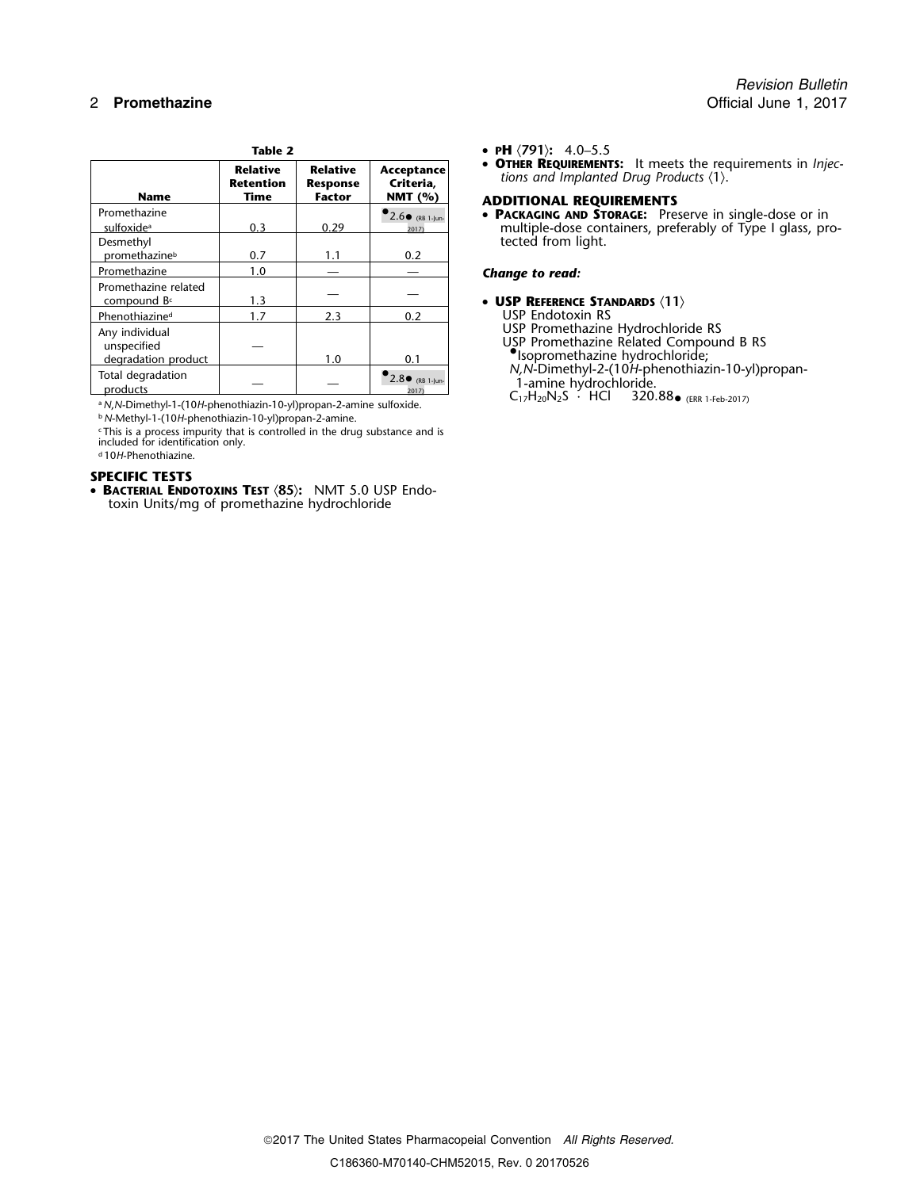**Table 2**

| Name | Relative Retention Time | Relative Response Factor | Acceptance Criteria, NMT (%) |
|---|---|---|---|
| Promethazine sulfoxide[a] | 0.3 | 0.29 | •2.6• (RB 1-Jun-2017) |
| Desmethyl promethazine[b] | 0.7 | 1.1 | 0.2 |
| Promethazine | 1.0 | — | — |
| Promethazine related compound B[c] | 1.3 | — | — |
| Phenothiazine[d] | 1.7 | 2.3 | 0.2 |
| Any individual unspecified degradation product | — | 1.0 | 0.1 |
| Total degradation products | — | — | •2.8• (RB 1-Jun-2017) |

[a] *N,N*-Dimethyl-1-(10*H*-phenothiazin-10-yl)propan-2-amine sulfoxide.

[b] *N*-Methyl-1-(10*H*-phenothiazin-10-yl)propan-2-amine.

[c] This is a process impurity that is controlled in the drug substance and is included for identification only.

[d] 10*H*-Phenothiazine.

### SPECIFIC TESTS

- **Bacterial Endotoxins Test** ⟨85⟩: NMT 5.0 USP Endotoxin Units/mg of promethazine hydrochloride
- **pH** ⟨791⟩: 4.0–5.5
- **Other Requirements:** It meets the requirements in *Injections and Implanted Drug Products* ⟨1⟩.

### ADDITIONAL REQUIREMENTS

- **Packaging and Storage:** Preserve in single-dose or in multiple-dose containers, preferably of Type I glass, protected from light.

***Change to read:***

- **USP Reference Standards** ⟨11⟩
  USP Endotoxin RS
  USP Promethazine Hydrochloride RS
  USP Promethazine Related Compound B RS
  •Isopromethazine hydrochloride;
  *N,N*-Dimethyl-2-(10*H*-phenothiazin-10-yl)propan-1-amine hydrochloride.
  $C_{17}H_{20}N_2S \cdot HCl$ 320.88• (ERR 1-Feb-2017)

©2017 The United States Pharmacopeial Convention *All Rights Reserved.*

C186360-M70140-CHM52015, Rev. 0 20170526